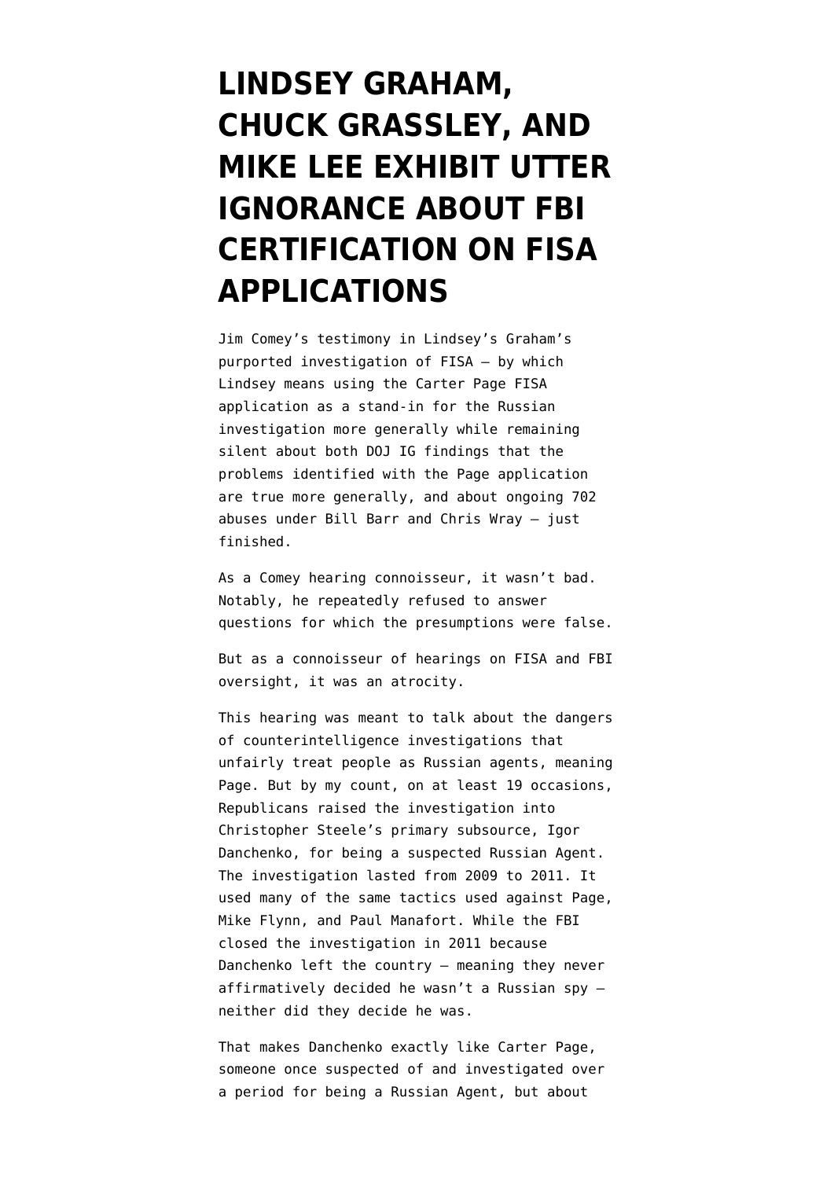# LINDSEY GRAHAM, CHUCK GRASSLEY, AND MIKE LEE EXHIBIT UTTER IGNORANCE ABOUT FBI CERTIFICATION ON FISA APPLICATIONS

Jim Comey's testimony in Lindsey's Graham's purported investigation of FISA — by which Lindsey means using the Carter Page FISA application as a stand-in for the Russian investigation more generally while remaining silent about both DOJ IG findings that the problems identified with the Page application are true more generally, and about ongoing 702 abuses under Bill Barr and Chris Wray — just finished.

As a Comey hearing connoisseur, it wasn't bad. Notably, he repeatedly refused to answer questions for which the presumptions were false.

But as a connoisseur of hearings on FISA and FBI oversight, it was an atrocity.

This hearing was meant to talk about the dangers of counterintelligence investigations that unfairly treat people as Russian agents, meaning Page. But by my count, on at least 19 occasions, Republicans raised the investigation into Christopher Steele's primary subsource, Igor Danchenko, for being a suspected Russian Agent. The investigation lasted from 2009 to 2011. It used many of the same tactics used against Page, Mike Flynn, and Paul Manafort. While the FBI closed the investigation in 2011 because Danchenko left the country — meaning they never affirmatively decided he wasn't a Russian spy — neither did they decide he was.

That makes Danchenko exactly like Carter Page, someone once suspected of and investigated over a period for being a Russian Agent, but about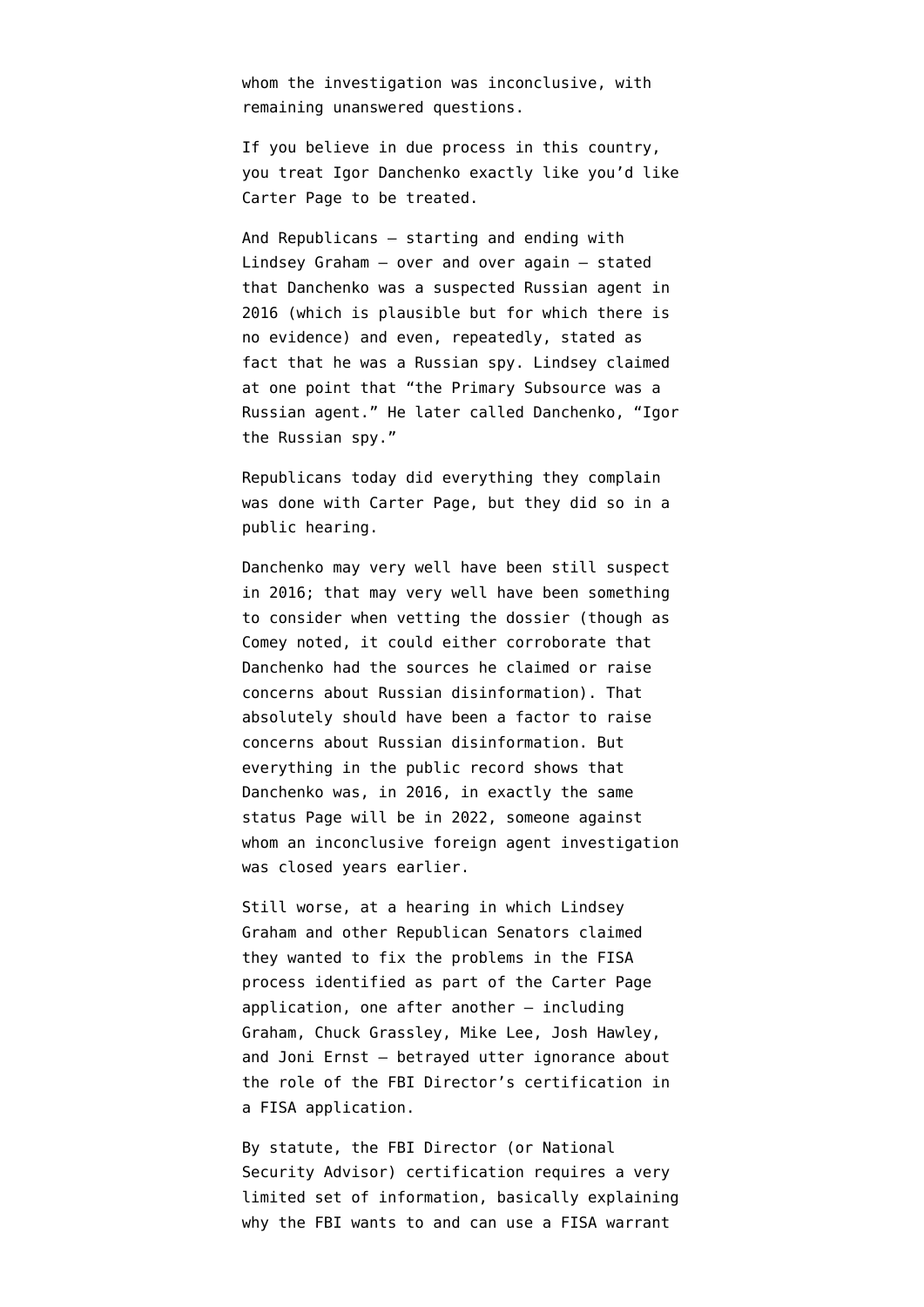whom the investigation was inconclusive, with remaining unanswered questions.

If you believe in due process in this country, you treat Igor Danchenko exactly like you'd like Carter Page to be treated.

And Republicans — starting and ending with Lindsey Graham — over and over again — stated that Danchenko was a suspected Russian agent in 2016 (which is plausible but for which there is no evidence) and even, repeatedly, stated as fact that he was a Russian spy. Lindsey claimed at one point that "the Primary Subsource was a Russian agent." He later called Danchenko, "Igor the Russian spy."

Republicans today did everything they complain was done with Carter Page, but they did so in a public hearing.

Danchenko may very well have been still suspect in 2016; that may very well have been something to consider when vetting the dossier (though as Comey noted, it could either corroborate that Danchenko had the sources he claimed or raise concerns about Russian disinformation). That absolutely should have been a factor to raise concerns about Russian disinformation. But everything in the public record shows that Danchenko was, in 2016, in exactly the same status Page will be in 2022, someone against whom an inconclusive foreign agent investigation was closed years earlier.

Still worse, at a hearing in which Lindsey Graham and other Republican Senators claimed they wanted to fix the problems in the FISA process identified as part of the Carter Page application, one after another — including Graham, Chuck Grassley, Mike Lee, Josh Hawley, and Joni Ernst — betrayed utter ignorance about the role of the FBI Director's certification in a FISA application.

By statute, the FBI Director (or National Security Advisor) certification requires a very limited set of information, basically explaining why the FBI wants to and can use a FISA warrant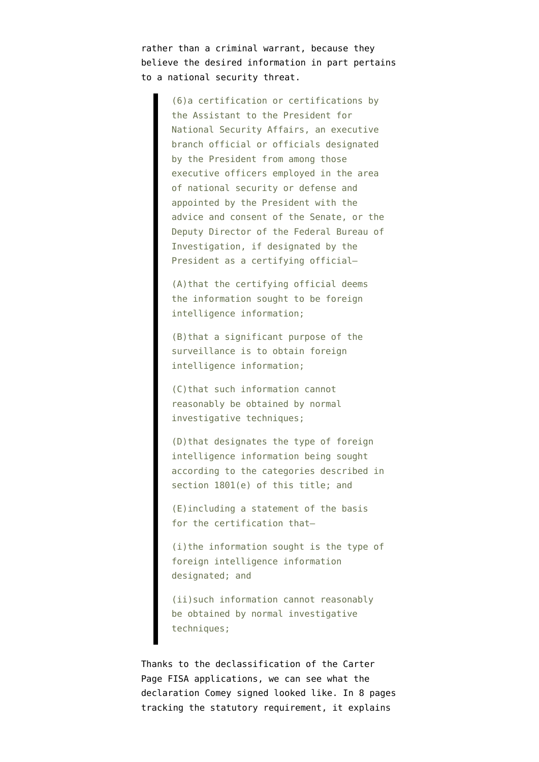rather than a criminal warrant, because they believe the desired information in part pertains to a national security threat.

> (6)a certification or certifications by the Assistant to the President for National Security Affairs, an executive branch official or officials designated by the President from among those executive officers employed in the area of national security or defense and appointed by the President with the advice and consent of the Senate, or the Deputy Director of the Federal Bureau of Investigation, if designated by the President as a certifying official—
>
> (A)that the certifying official deems the information sought to be foreign intelligence information;
>
> (B)that a significant purpose of the surveillance is to obtain foreign intelligence information;
>
> (C)that such information cannot reasonably be obtained by normal investigative techniques;
>
> (D)that designates the type of foreign intelligence information being sought according to the categories described in section 1801(e) of this title; and
>
> (E)including a statement of the basis for the certification that—
>
> (i)the information sought is the type of foreign intelligence information designated; and
>
> (ii)such information cannot reasonably be obtained by normal investigative techniques;

Thanks to the declassification of the Carter Page FISA applications, we can see what the declaration Comey signed looked like. In 8 pages tracking the statutory requirement, it explains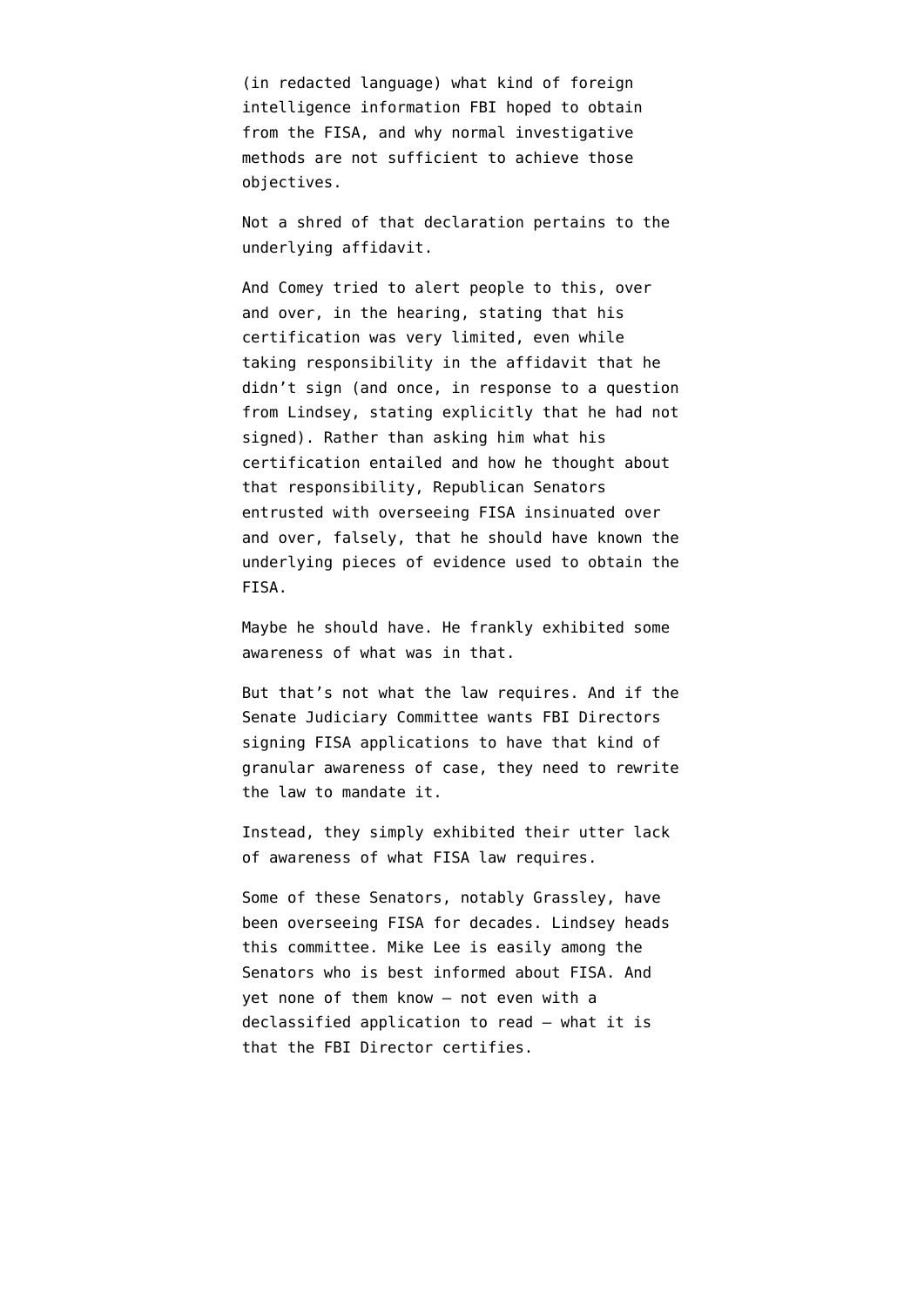(in redacted language) what kind of foreign intelligence information FBI hoped to obtain from the FISA, and why normal investigative methods are not sufficient to achieve those objectives.

Not a shred of that declaration pertains to the underlying affidavit.

And Comey tried to alert people to this, over and over, in the hearing, stating that his certification was very limited, even while taking responsibility in the affidavit that he didn't sign (and once, in response to a question from Lindsey, stating explicitly that he had not signed). Rather than asking him what his certification entailed and how he thought about that responsibility, Republican Senators entrusted with overseeing FISA insinuated over and over, falsely, that he should have known the underlying pieces of evidence used to obtain the FISA.

Maybe he should have. He frankly exhibited some awareness of what was in that.

But that's not what the law requires. And if the Senate Judiciary Committee wants FBI Directors signing FISA applications to have that kind of granular awareness of case, they need to rewrite the law to mandate it.

Instead, they simply exhibited their utter lack of awareness of what FISA law requires.

Some of these Senators, notably Grassley, have been overseeing FISA for decades. Lindsey heads this committee. Mike Lee is easily among the Senators who is best informed about FISA. And yet none of them know – not even with a declassified application to read – what it is that the FBI Director certifies.